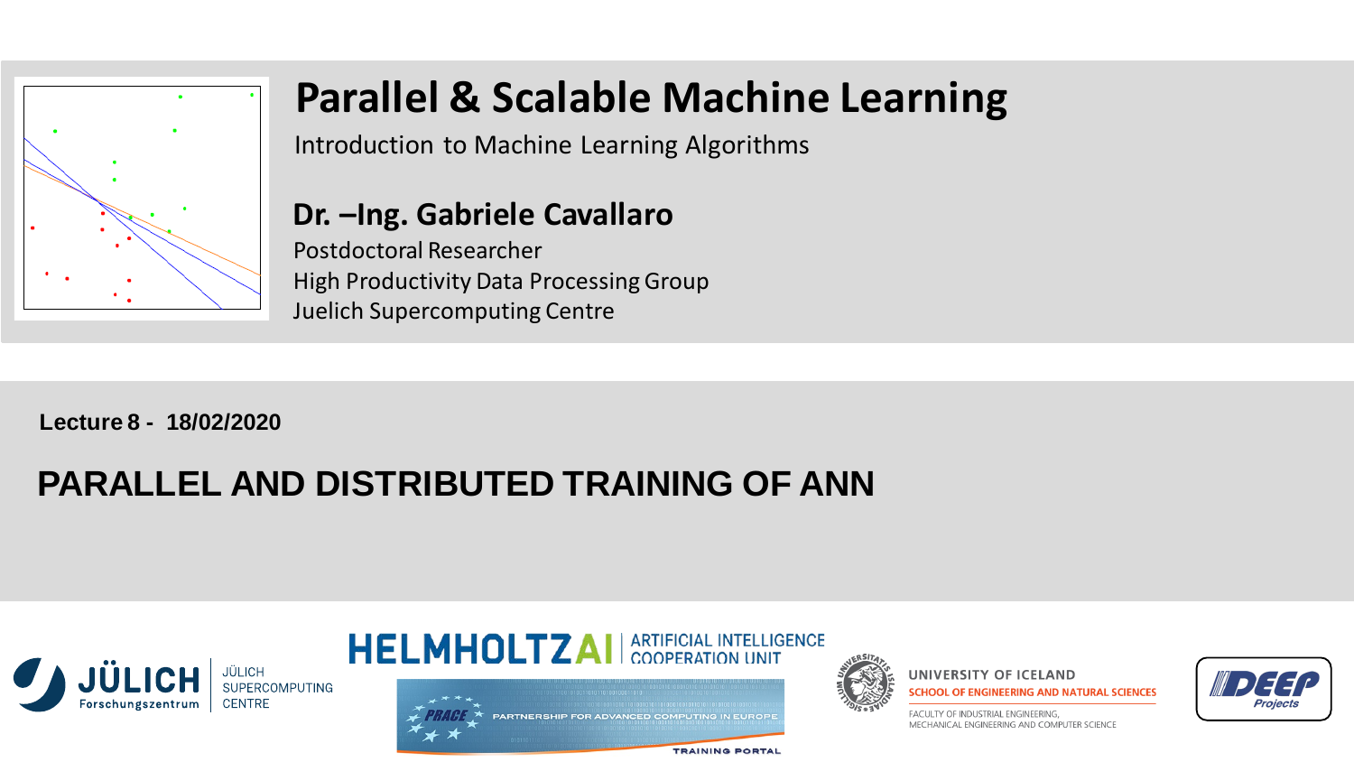# Parallel & Scalable Machine Learning

Introduction to Machine Learning Algorithms

## Dr. –Ing. Gabriele Cavallaro

Postdoctoral Researcher
High Productivity Data Processing Group
Juelich Supercomputing Centre

**Lecture 8 - 18/02/2020**

## PARALLEL AND DISTRIBUTED TRAINING OF ANN

JÜLICH Forschungszentrum | JÜLICH SUPERCOMPUTING CENTRE

HELMHOLTZ AI | ARTIFICIAL INTELLIGENCE COOPERATION UNIT

PRACE PARTNERSHIP FOR ADVANCED COMPUTING IN EUROPE TRAINING PORTAL

UNIVERSITY OF ICELAND
SCHOOL OF ENGINEERING AND NATURAL SCIENCES
FACULTY OF INDUSTRIAL ENGINEERING, MECHANICAL ENGINEERING AND COMPUTER SCIENCE

DEEP Projects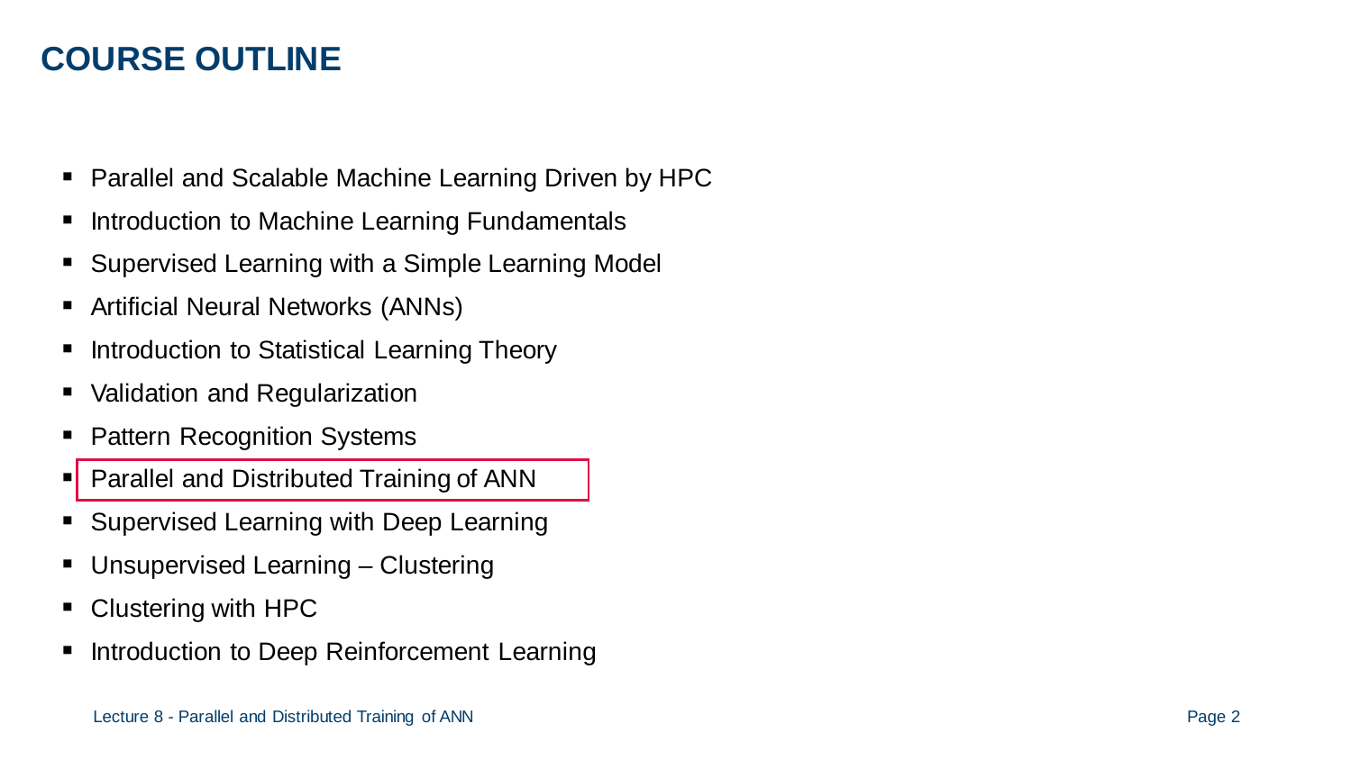# COURSE OUTLINE

- Parallel and Scalable Machine Learning Driven by HPC
- Introduction to Machine Learning Fundamentals
- Supervised Learning with a Simple Learning Model
- Artificial Neural Networks (ANNs)
- Introduction to Statistical Learning Theory
- Validation and Regularization
- Pattern Recognition Systems
- Parallel and Distributed Training of ANN
- Supervised Learning with Deep Learning
- Unsupervised Learning – Clustering
- Clustering with HPC
- Introduction to Deep Reinforcement Learning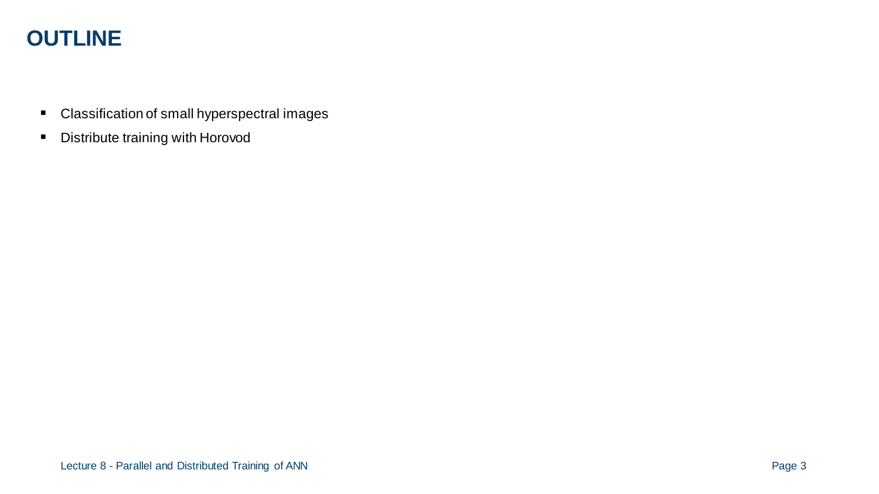# OUTLINE

- Classification of small hyperspectral images
- Distribute training with Horovod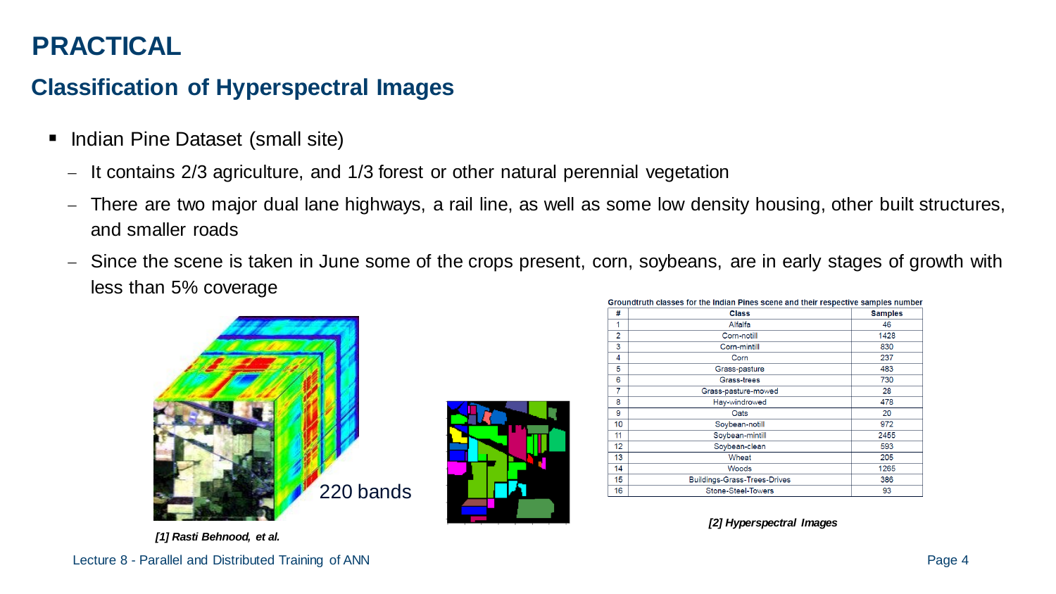# PRACTICAL

## Classification of Hyperspectral Images

- Indian Pine Dataset (small site)
  - It contains 2/3 agriculture, and 1/3 forest or other natural perennial vegetation
  - There are two major dual lane highways, a rail line, as well as some low density housing, other built structures, and smaller roads
  - Since the scene is taken in June some of the crops present, corn, soybeans, are in early stages of growth with less than 5% coverage

220 bands

*[1] Rasti Behnood, et al.*

**Groundtruth classes for the Indian Pines scene and their respective samples number**

| # | Class | Samples |
|---|---|---|
| 1 | Alfalfa | 46 |
| 2 | Corn-notill | 1428 |
| 3 | Corn-mintill | 830 |
| 4 | Corn | 237 |
| 5 | Grass-pasture | 483 |
| 6 | Grass-trees | 730 |
| 7 | Grass-pasture-mowed | 28 |
| 8 | Hay-windrowed | 478 |
| 9 | Oats | 20 |
| 10 | Soybean-notill | 972 |
| 11 | Soybean-mintill | 2455 |
| 12 | Soybean-clean | 593 |
| 13 | Wheat | 205 |
| 14 | Woods | 1265 |
| 15 | Buildings-Grass-Trees-Drives | 386 |
| 16 | Stone-Steel-Towers | 93 |

*[2] Hyperspectral Images*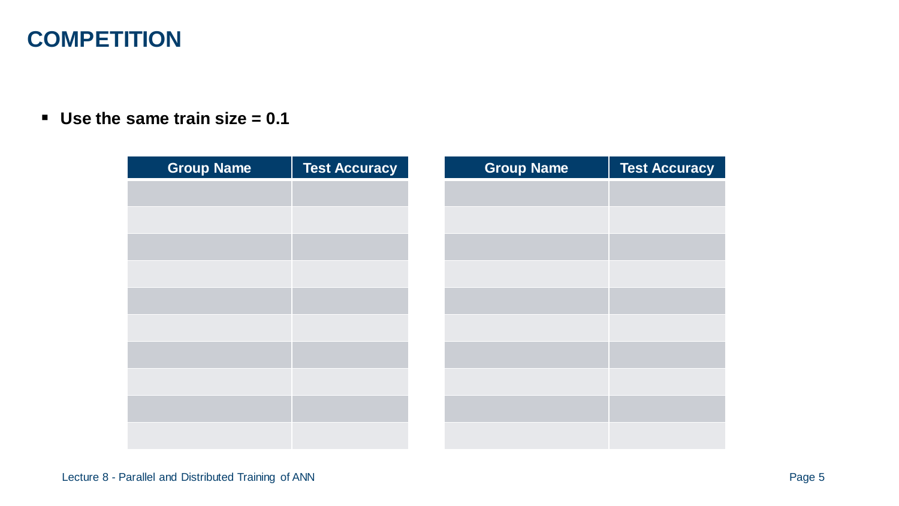# COMPETITION

- **Use the same train size = 0.1**

| Group Name | Test Accuracy |
|---|---|
| | |
| | |
| | |
| | |
| | |
| | |
| | |
| | |
| | |
| | |

| Group Name | Test Accuracy |
|---|---|
| | |
| | |
| | |
| | |
| | |
| | |
| | |
| | |
| | |
| | |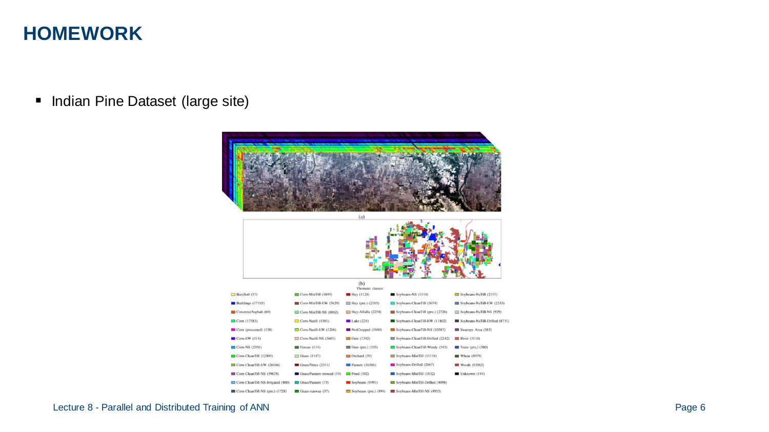# HOMEWORK

- Indian Pine Dataset (large site)

(a)

(b)

Thematic classes:

| | | | | |
|---|---|---|---|---|
| BareSoil (57) | Corn-MinTill (1049) | Hay (1128) | Soybeans-NS (1110) | Soybeans-NaTill (2157) |
| Buildings (17195) | Corn-MinTill-EW (5629) | Hay (pre.) (2185) | Soybeans-CleanTill (5074) | Soybeans-NaTill-EW (2533) |
| Concrete/Asphalt (69) | Corn-MinTill-NS (8862) | Hay-Alfalfa (2258) | Soybeans-CleanTill (pre.) (2726) | Soybeans-NaTill-NS (929) |
| Corn (17783) | Corn-Natill (4381) | Lake (224) | Soybeans-CleanTill-EW (11802) | Soybeans-NaTill-Drilled (8731) |
| Corn (presumed) (158) | Corn-Natill-EW (1206) | NotCropped (1940) | Soybeans-CleanTill-NS (10387) | Swampy Area (583) |
| Corn-EW (514) | Corn-Natill-NS (5685) | Oats (1742) | Soybeans-CleanTill-Drilled (2242) | River (3110) |
| Corn-NS (2356) | Fescue (114) | Oats (pre.) (335) | Soybeans-CleanTill-Weedy (543) | Trees (pre.) (580) |
| Corn-CleanTill (12404) | Grass (1147) | Orchard (39) | Soybeans-MinTill (15118) | Wheat (4979) |
| Corn-CleanTill-EW (26486) | Grass/Trees (2331) | Pasture (10386) | Soybeans-Drilled (2667) | Woods (63562) |
| Corn-CleanTill-NS (39678) | Grass/Pasture-mowed (19) | Pond (102) | Soybeans-MinTill (1832) | Unknown (144) |
| Corn-CleanTill-NS-Irrigated (800) | Grass/Pasture (73) | Soybeans (9391) | Soybeans-MinTill-Drilled (8098) | |
| Corn-CleanTill-NS (pre.) (1728) | Grass-runway (37) | Soybeans (pre.) (894) | Soybeans-MinTill-NS (4953) | |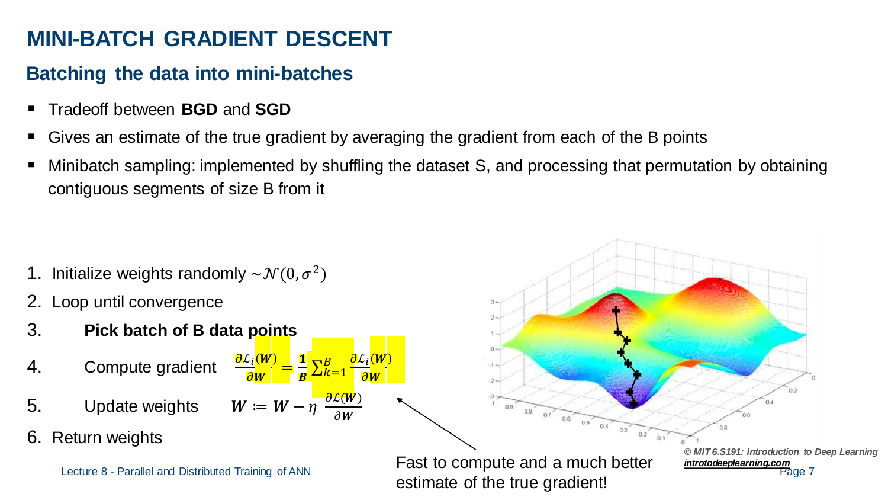# MINI-BATCH GRADIENT DESCENT

## Batching the data into mini-batches

- Tradeoff between **BGD** and **SGD**
- Gives an estimate of the true gradient by averaging the gradient from each of the B points
- Minibatch sampling: implemented by shuffling the dataset S, and processing that permutation by obtaining contiguous segments of size B from it

1. Initialize weights randomly $\sim\mathcal{N}(0, \sigma^2)$
2. Loop until convergence
3. **Pick batch of B data points**
4. Compute gradient $\frac{\partial \mathcal{L}_i(\boldsymbol{W})}{\partial \boldsymbol{W}} = \frac{\mathbf{1}}{\boldsymbol{B}} \sum_{k=1}^{B} \frac{\partial \mathcal{L}_i(\boldsymbol{W})}{\partial \boldsymbol{W}}$
5. Update weights $\boldsymbol{W} \coloneqq \boldsymbol{W} - \eta \frac{\partial \mathcal{L}(\boldsymbol{W})}{\partial \boldsymbol{W}}$
6. Return weights

Fast to compute and a much better estimate of the true gradient!

*© MIT 6.S191: Introduction to Deep Learning*
*introtodeeplearning.com*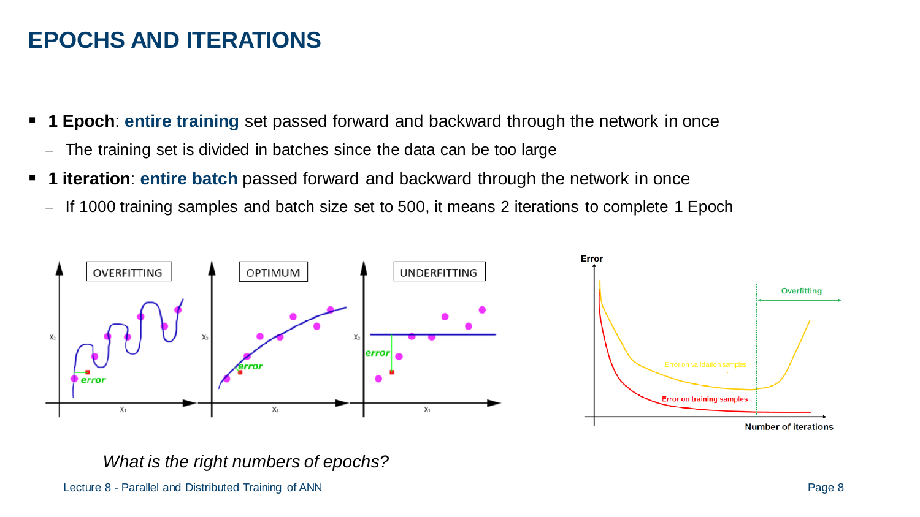# EPOCHS AND ITERATIONS

- **1 Epoch**: **entire training** set passed forward and backward through the network in once
  - The training set is divided in batches since the data can be too large
- **1 iteration**: **entire batch** passed forward and backward through the network in once
  - If 1000 training samples and batch size set to 500, it means 2 iterations to complete 1 Epoch

*What is the right numbers of epochs?*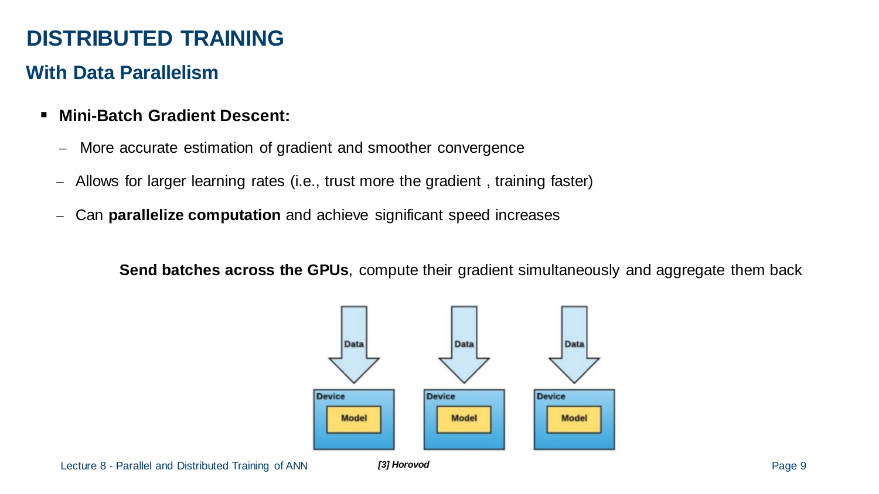# DISTRIBUTED TRAINING

## With Data Parallelism

- **Mini-Batch Gradient Descent:**
  - More accurate estimation of gradient and smoother convergence
  - Allows for larger learning rates (i.e., trust more the gradient , training faster)
  - Can **parallelize computation** and achieve significant speed increases

**Send batches across the GPUs**, compute their gradient simultaneously and aggregate them back

*[3] Horovod*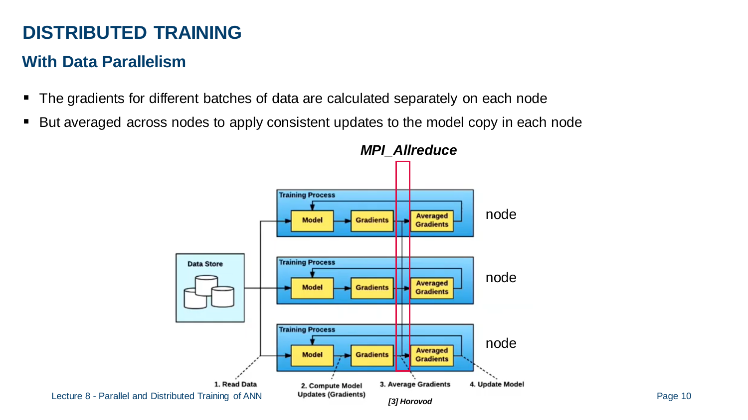# DISTRIBUTED TRAINING

## With Data Parallelism

- The gradients for different batches of data are calculated separately on each node
- But averaged across nodes to apply consistent updates to the model copy in each node

***MPI_Allreduce***

Data Store

Training Process: Model → Gradients → Averaged Gradients — node

Training Process: Model → Gradients → Averaged Gradients — node

Training Process: Model → Gradients → Averaged Gradients — node

1. Read Data
2. Compute Model Updates (Gradients)
3. Average Gradients
4. Update Model

*[3] Horovod*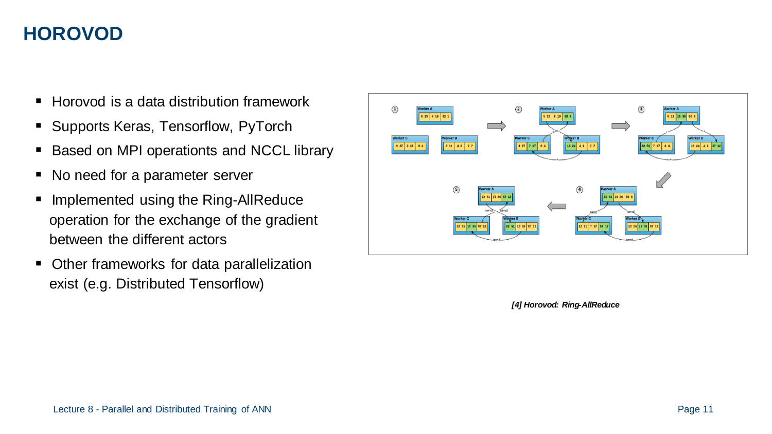# HOROVOD

- Horovod is a data distribution framework
- Supports Keras, Tensorflow, PyTorch
- Based on MPI operationts and NCCL library
- No need for a parameter server
- Implemented using the Ring-AllReduce operation for the exchange of the gradient between the different actors
- Other frameworks for data parallelization exist (e.g. Distributed Tensorflow)

*[4] Horovod: Ring-AllReduce*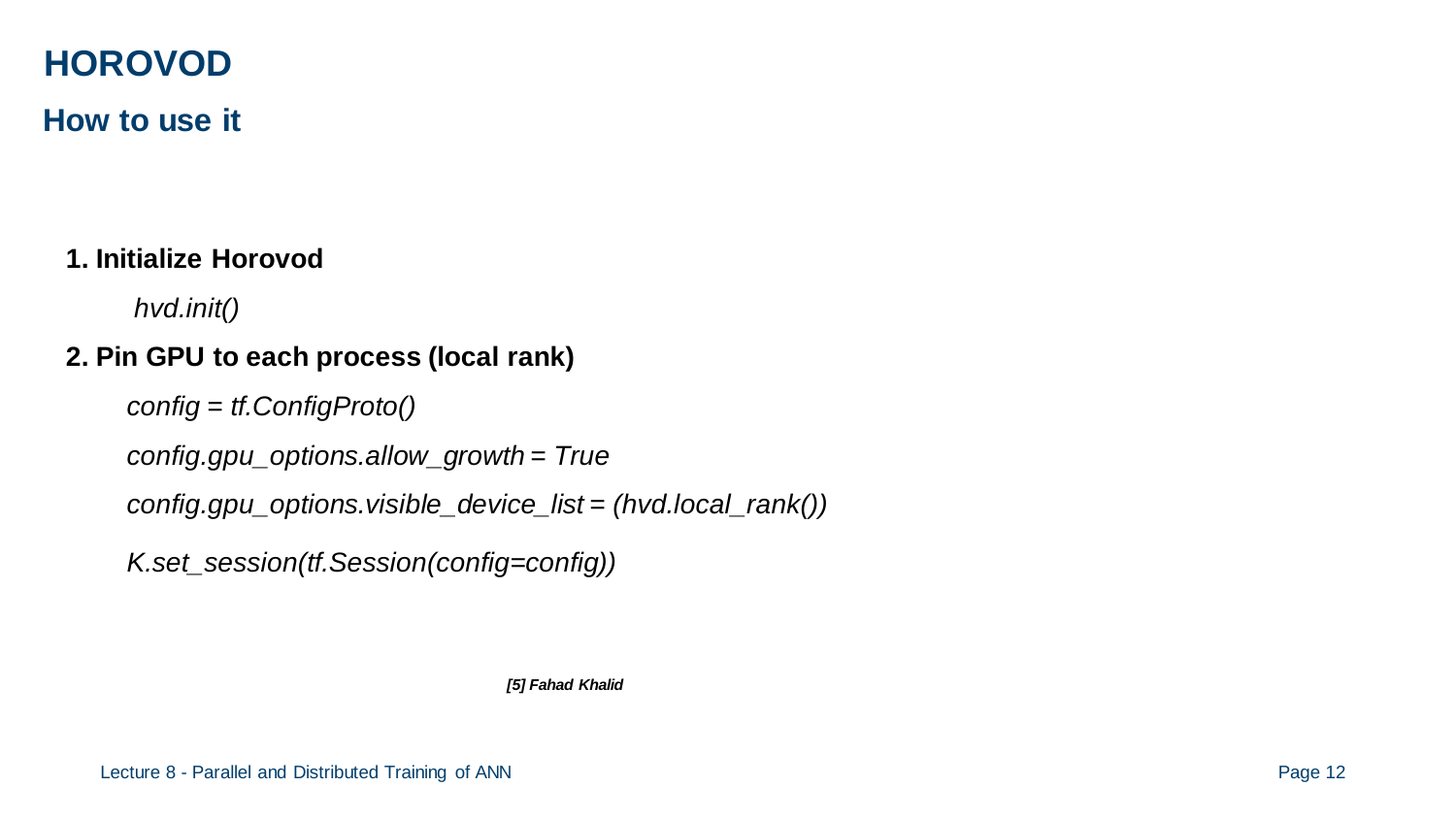# HOROVOD

## How to use it

**1. Initialize Horovod**

```
hvd.init()
```

**2. Pin GPU to each process (local rank)**

```
config = tf.ConfigProto()
config.gpu_options.allow_growth = True
config.gpu_options.visible_device_list = (hvd.local_rank())
K.set_session(tf.Session(config=config))
```

***[5] Fahad Khalid***

Lecture 8 - Parallel and Distributed Training of ANN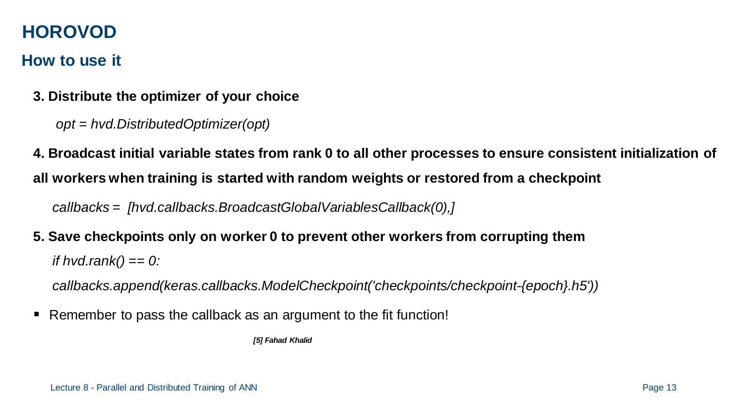# HOROVOD

## How to use it

**3. Distribute the optimizer of your choice**

```
opt = hvd.DistributedOptimizer(opt)
```

**4. Broadcast initial variable states from rank 0 to all other processes to ensure consistent initialization of all workers when training is started with random weights or restored from a checkpoint**

```
callbacks = [hvd.callbacks.BroadcastGlobalVariablesCallback(0),]
```

**5. Save checkpoints only on worker 0 to prevent other workers from corrupting them**

```
if hvd.rank() == 0:
callbacks.append(keras.callbacks.ModelCheckpoint('checkpoints/checkpoint-{epoch}.h5'))
```

- Remember to pass the callback as an argument to the fit function!

***[5] Fahad Khalid***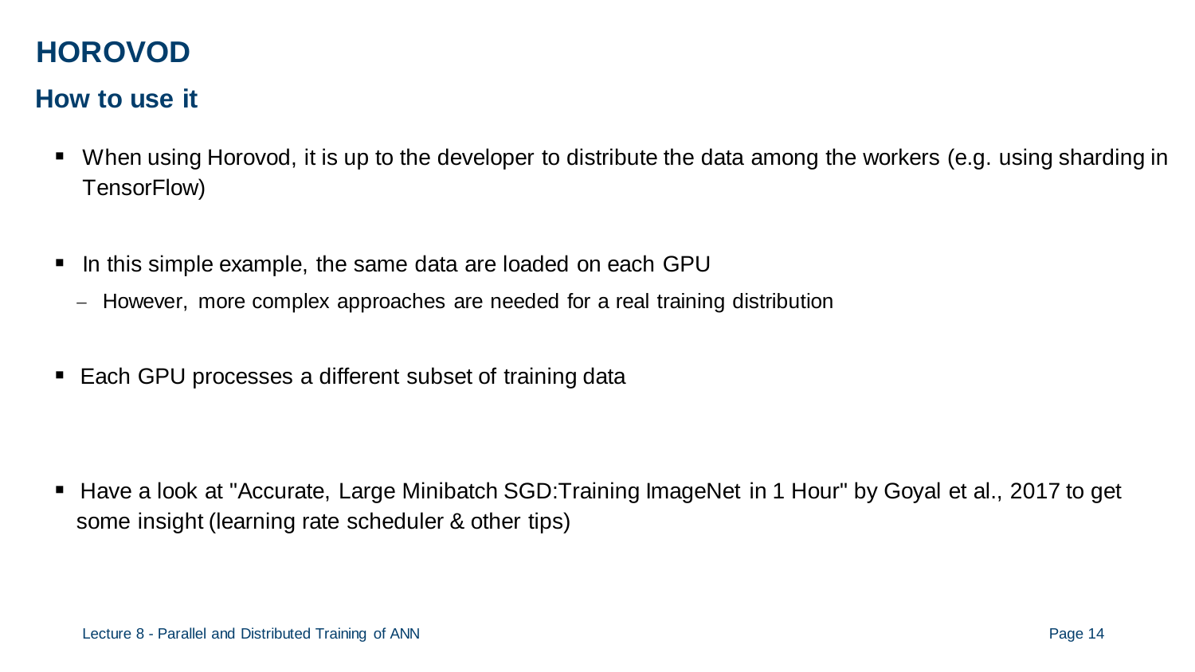# HOROVOD

## How to use it

- When using Horovod, it is up to the developer to distribute the data among the workers (e.g. using sharding in TensorFlow)

- In this simple example, the same data are loaded on each GPU
  - However, more complex approaches are needed for a real training distribution

- Each GPU processes a different subset of training data

- Have a look at "Accurate, Large Minibatch SGD:Training ImageNet in 1 Hour" by Goyal et al., 2017 to get some insight (learning rate scheduler & other tips)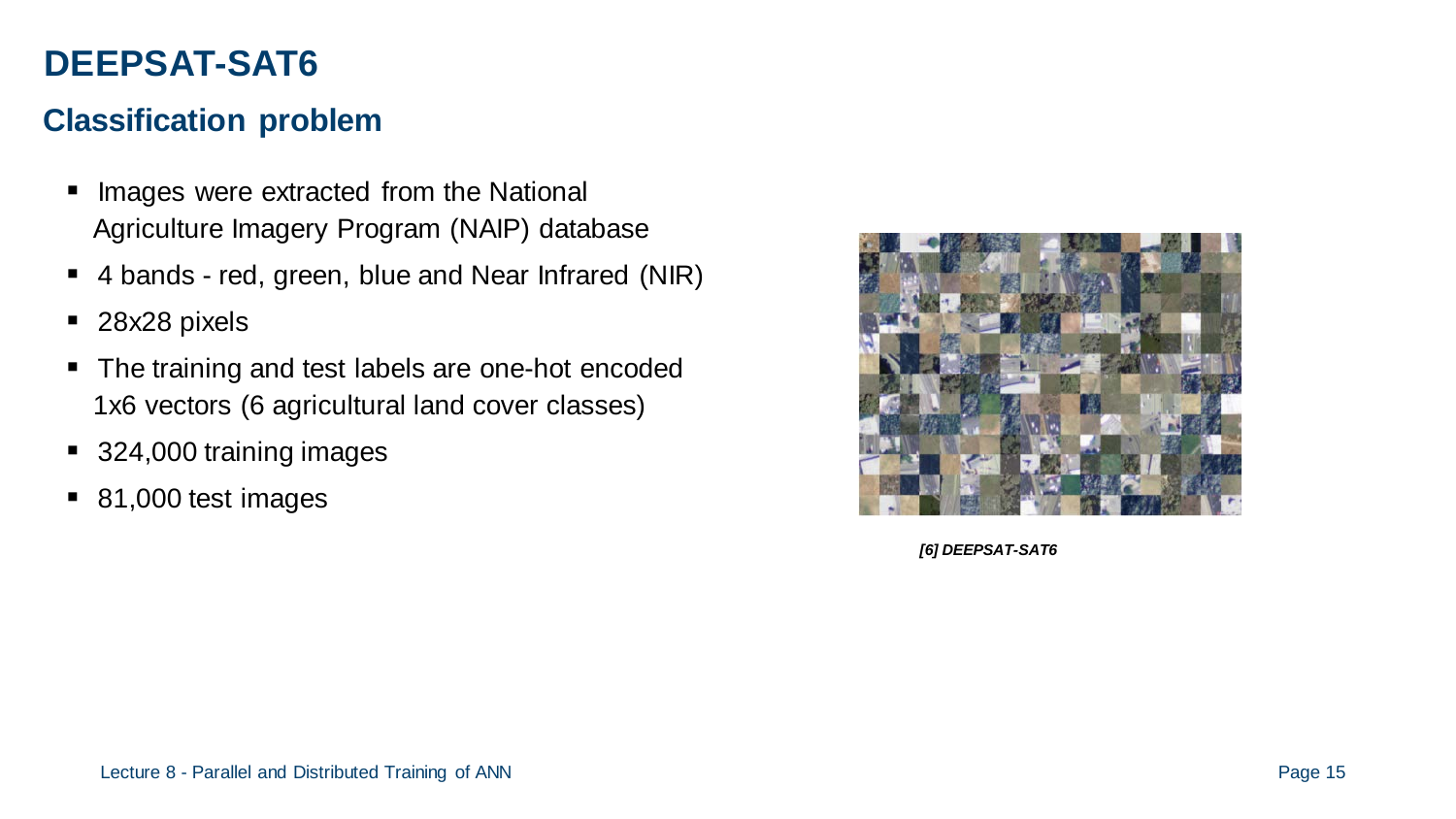# DEEPSAT-SAT6

## Classification problem

- Images were extracted from the National Agriculture Imagery Program (NAIP) database
- 4 bands - red, green, blue and Near Infrared (NIR)
- 28x28 pixels
- The training and test labels are one-hot encoded 1x6 vectors (6 agricultural land cover classes)
- 324,000 training images
- 81,000 test images

***[6] DEEPSAT-SAT6***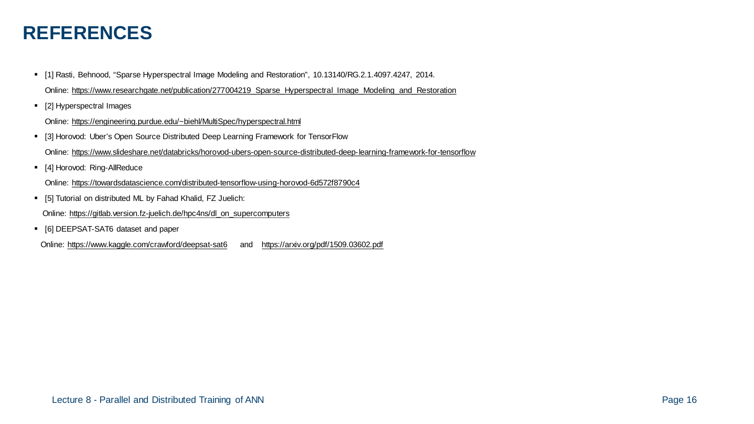# REFERENCES

- [1] Rasti, Behnood, "Sparse Hyperspectral Image Modeling and Restoration", 10.13140/RG.2.1.4097.4247, 2014.
  Online: https://www.researchgate.net/publication/277004219_Sparse_Hyperspectral_Image_Modeling_and_Restoration
- [2] Hyperspectral Images
  Online: https://engineering.purdue.edu/~biehl/MultiSpec/hyperspectral.html
- [3] Horovod: Uber's Open Source Distributed Deep Learning Framework for TensorFlow
  Online: https://www.slideshare.net/databricks/horovod-ubers-open-source-distributed-deep-learning-framework-for-tensorflow
- [4] Horovod: Ring-AllReduce
  Online: https://towardsdatascience.com/distributed-tensorflow-using-horovod-6d572f8790c4
- [5] Tutorial on distributed ML by Fahad Khalid, FZ Juelich:
  Online: https://gitlab.version.fz-juelich.de/hpc4ns/dl_on_supercomputers
- [6] DEEPSAT-SAT6 dataset and paper
  Online: https://www.kaggle.com/crawford/deepsat-sat6 and https://arxiv.org/pdf/1509.03602.pdf